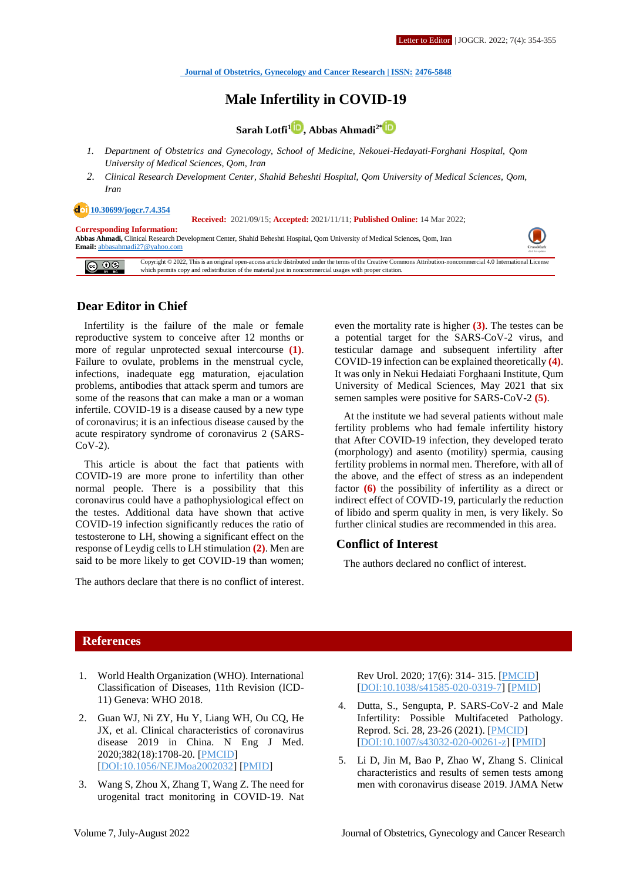Letter to Editor | JOGCR. 2022; 7(4): 354-355

Journal of Obstetrics, Gynecology and Cancer Research | ISSN: 2476-5848

# Male Infertility in COVID-19

**Sarah Lotfi[1], Abbas Ahmadi[2*]**

1. *Department of Obstetrics and Gynecology, School of Medicine, Nekouei-Hedayati-Forghani Hospital, Qom University of Medical Sciences, Qom, Iran*
2. *Clinical Research Development Center, Shahid Beheshti Hospital, Qom University of Medical Sciences, Qom, Iran*

10.30699/jogcr.7.4.354

**Received:** 2021/09/15; **Accepted:** 2021/11/11; **Published Online:** 14 Mar 2022;

**Corresponding Information:**
**Abbas Ahmadi,** Clinical Research Development Center, Shahid Beheshti Hospital, Qom University of Medical Sciences, Qom, Iran
**Email:** abbasahmadi27@yahoo.com

Copyright © 2022, This is an original open-access article distributed under the terms of the Creative Commons Attribution-noncommercial 4.0 International License which permits copy and redistribution of the material just in noncommercial usages with proper citation.

## Dear Editor in Chief

Infertility is the failure of the male or female reproductive system to conceive after 12 months or more of regular unprotected sexual intercourse **(1)**. Failure to ovulate, problems in the menstrual cycle, infections, inadequate egg maturation, ejaculation problems, antibodies that attack sperm and tumors are some of the reasons that can make a man or a woman infertile. COVID-19 is a disease caused by a new type of coronavirus; it is an infectious disease caused by the acute respiratory syndrome of coronavirus 2 (SARS-CoV-2).

This article is about the fact that patients with COVID-19 are more prone to infertility than other normal people. There is a possibility that this coronavirus could have a pathophysiological effect on the testes. Additional data have shown that active COVID-19 infection significantly reduces the ratio of testosterone to LH, showing a significant effect on the response of Leydig cells to LH stimulation **(2)**. Men are said to be more likely to get COVID-19 than women; even the mortality rate is higher **(3)**. The testes can be a potential target for the SARS-CoV-2 virus, and testicular damage and subsequent infertility after COVID-19 infection can be explained theoretically **(4)**. It was only in Nekui Hedaiati Forghaani Institute, Qum University of Medical Sciences, May 2021 that six semen samples were positive for SARS-CoV-2 **(5)**.

At the institute we had several patients without male fertility problems who had female infertility history that After COVID-19 infection, they developed terato (morphology) and asento (motility) spermia, causing fertility problems in normal men. Therefore, with all of the above, and the effect of stress as an independent factor **(6)** the possibility of infertility as a direct or indirect effect of COVID-19, particularly the reduction of libido and sperm quality in men, is very likely. So further clinical studies are recommended in this area.

The authors declare that there is no conflict of interest.

## Conflict of Interest

The authors declared no conflict of interest.

## References

1. World Health Organization (WHO). International Classification of Diseases, 11th Revision (ICD-11) Geneva: WHO 2018.
2. Guan WJ, Ni ZY, Hu Y, Liang WH, Ou CQ, He JX, et al. Clinical characteristics of coronavirus disease 2019 in China. N Eng J Med. 2020;382(18):1708-20. [PMCID] [DOI:10.1056/NEJMoa2002032] [PMID]
3. Wang S, Zhou X, Zhang T, Wang Z. The need for urogenital tract monitoring in COVID-19. Nat Rev Urol. 2020; 17(6): 314- 315. [PMCID] [DOI:10.1038/s41585-020-0319-7] [PMID]
4. Dutta, S., Sengupta, P. SARS-CoV-2 and Male Infertility: Possible Multifaceted Pathology. Reprod. Sci. 28, 23-26 (2021). [PMCID] [DOI:10.1007/s43032-020-00261-z] [PMID]
5. Li D, Jin M, Bao P, Zhao W, Zhang S. Clinical characteristics and results of semen tests among men with coronavirus disease 2019. JAMA Netw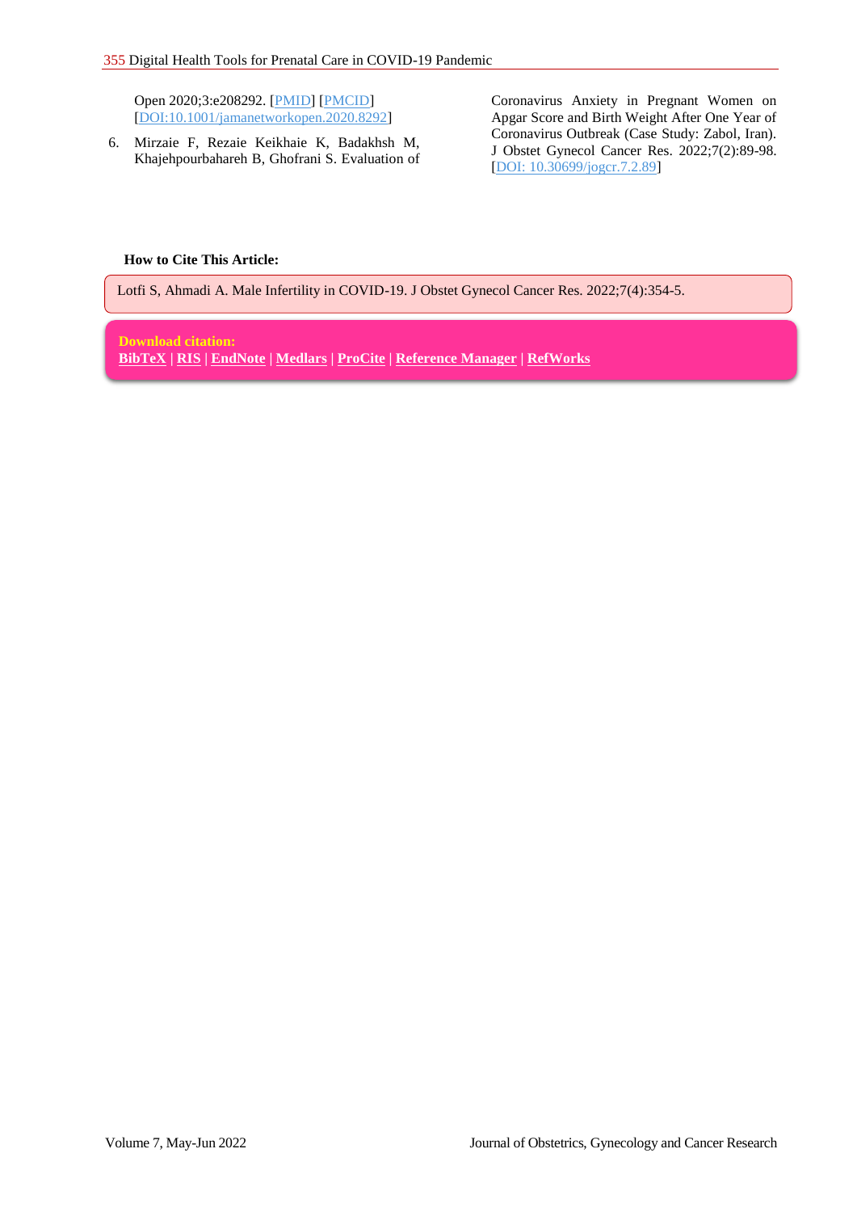Open 2020;3:e208292. [PMID] [PMCID] [DOI:10.1001/jamanetworkopen.2020.8292]

6. Mirzaie F, Rezaie Keikhaie K, Badakhsh M, Khajehpourbahareh B, Ghofrani S. Evaluation of Coronavirus Anxiety in Pregnant Women on Apgar Score and Birth Weight After One Year of Coronavirus Outbreak (Case Study: Zabol, Iran). J Obstet Gynecol Cancer Res. 2022;7(2):89-98. [DOI: 10.30699/jogcr.7.2.89]

**How to Cite This Article:**

Lotfi S, Ahmadi A. Male Infertility in COVID-19. J Obstet Gynecol Cancer Res. 2022;7(4):354-5.

**Download citation:**
**BibTeX | RIS | EndNote | Medlars | ProCite | Reference Manager | RefWorks**